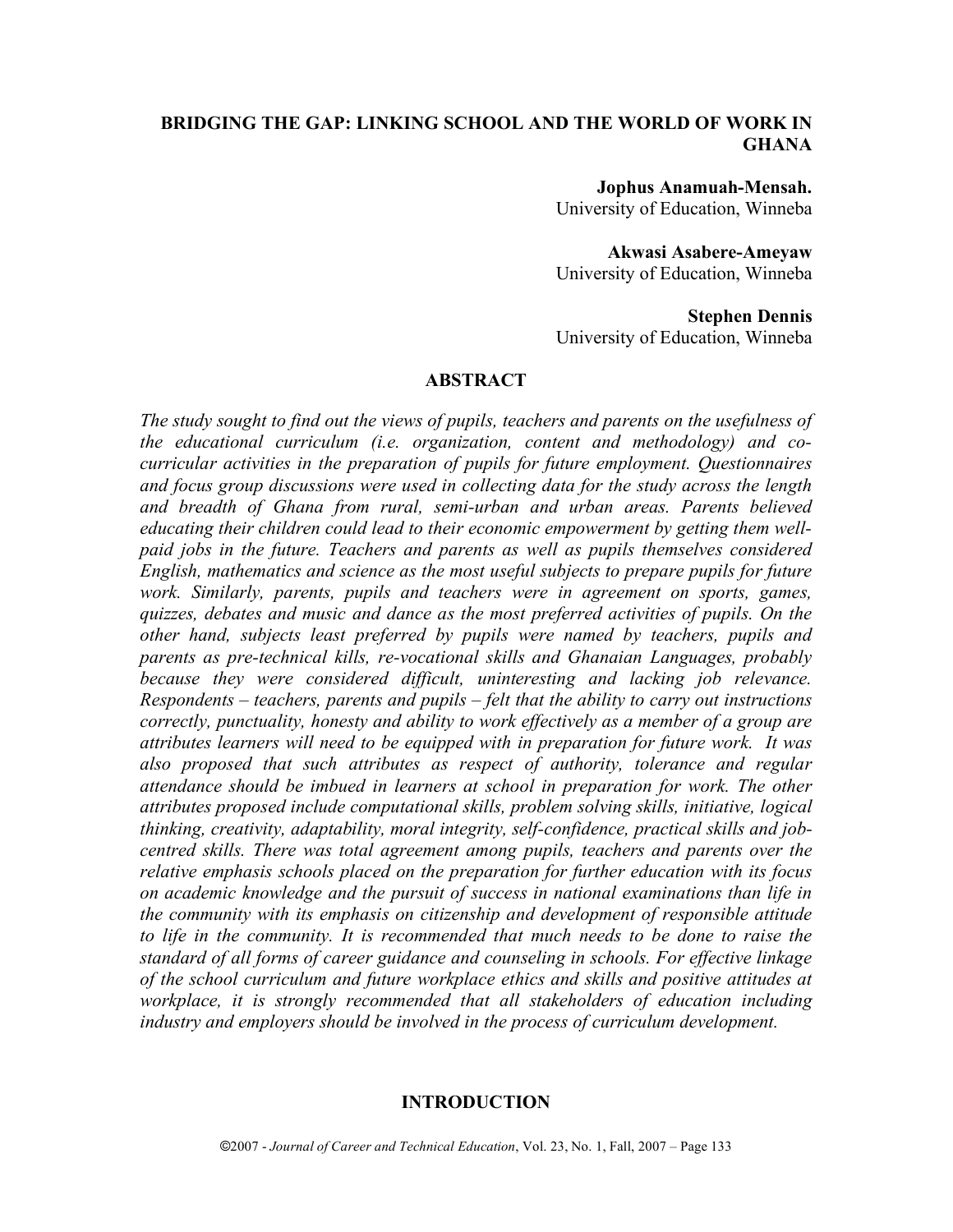# BRIDGING THE GAP: LINKING SCHOOL AND THE WORLD OF WORK IN GHANA

**Jophus Anamuah-Mensah.**
University of Education, Winneba

**Akwasi Asabere-Ameyaw**
University of Education, Winneba

**Stephen Dennis**
University of Education, Winneba

## ABSTRACT

*The study sought to find out the views of pupils, teachers and parents on the usefulness of the educational curriculum (i.e. organization, content and methodology) and co-curricular activities in the preparation of pupils for future employment. Questionnaires and focus group discussions were used in collecting data for the study across the length and breadth of Ghana from rural, semi-urban and urban areas. Parents believed educating their children could lead to their economic empowerment by getting them well-paid jobs in the future. Teachers and parents as well as pupils themselves considered English, mathematics and science as the most useful subjects to prepare pupils for future work. Similarly, parents, pupils and teachers were in agreement on sports, games, quizzes, debates and music and dance as the most preferred activities of pupils. On the other hand, subjects least preferred by pupils were named by teachers, pupils and parents as pre-technical kills, re-vocational skills and Ghanaian Languages, probably because they were considered difficult, uninteresting and lacking job relevance. Respondents – teachers, parents and pupils – felt that the ability to carry out instructions correctly, punctuality, honesty and ability to work effectively as a member of a group are attributes learners will need to be equipped with in preparation for future work. It was also proposed that such attributes as respect of authority, tolerance and regular attendance should be imbued in learners at school in preparation for work. The other attributes proposed include computational skills, problem solving skills, initiative, logical thinking, creativity, adaptability, moral integrity, self-confidence, practical skills and job-centred skills. There was total agreement among pupils, teachers and parents over the relative emphasis schools placed on the preparation for further education with its focus on academic knowledge and the pursuit of success in national examinations than life in the community with its emphasis on citizenship and development of responsible attitude to life in the community. It is recommended that much needs to be done to raise the standard of all forms of career guidance and counseling in schools. For effective linkage of the school curriculum and future workplace ethics and skills and positive attitudes at workplace, it is strongly recommended that all stakeholders of education including industry and employers should be involved in the process of curriculum development.*

## INTRODUCTION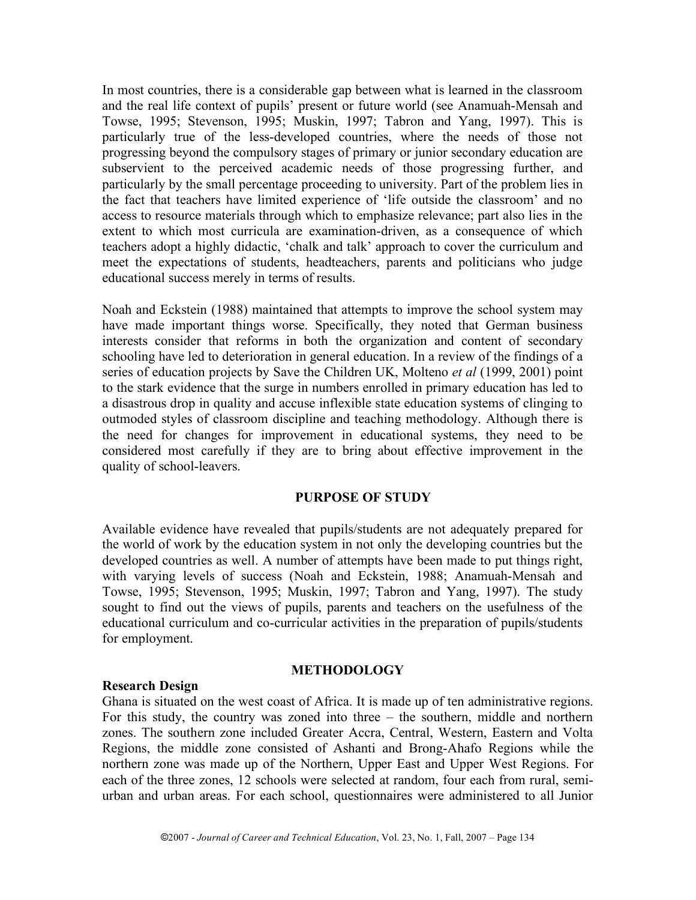In most countries, there is a considerable gap between what is learned in the classroom and the real life context of pupils' present or future world (see Anamuah-Mensah and Towse, 1995; Stevenson, 1995; Muskin, 1997; Tabron and Yang, 1997). This is particularly true of the less-developed countries, where the needs of those not progressing beyond the compulsory stages of primary or junior secondary education are subservient to the perceived academic needs of those progressing further, and particularly by the small percentage proceeding to university. Part of the problem lies in the fact that teachers have limited experience of 'life outside the classroom' and no access to resource materials through which to emphasize relevance; part also lies in the extent to which most curricula are examination-driven, as a consequence of which teachers adopt a highly didactic, 'chalk and talk' approach to cover the curriculum and meet the expectations of students, headteachers, parents and politicians who judge educational success merely in terms of results.

Noah and Eckstein (1988) maintained that attempts to improve the school system may have made important things worse. Specifically, they noted that German business interests consider that reforms in both the organization and content of secondary schooling have led to deterioration in general education. In a review of the findings of a series of education projects by Save the Children UK, Molteno *et al* (1999, 2001) point to the stark evidence that the surge in numbers enrolled in primary education has led to a disastrous drop in quality and accuse inflexible state education systems of clinging to outmoded styles of classroom discipline and teaching methodology. Although there is the need for changes for improvement in educational systems, they need to be considered most carefully if they are to bring about effective improvement in the quality of school-leavers.

## PURPOSE OF STUDY

Available evidence have revealed that pupils/students are not adequately prepared for the world of work by the education system in not only the developing countries but the developed countries as well. A number of attempts have been made to put things right, with varying levels of success (Noah and Eckstein, 1988; Anamuah-Mensah and Towse, 1995; Stevenson, 1995; Muskin, 1997; Tabron and Yang, 1997). The study sought to find out the views of pupils, parents and teachers on the usefulness of the educational curriculum and co-curricular activities in the preparation of pupils/students for employment.

## METHODOLOGY

### Research Design

Ghana is situated on the west coast of Africa. It is made up of ten administrative regions. For this study, the country was zoned into three – the southern, middle and northern zones. The southern zone included Greater Accra, Central, Western, Eastern and Volta Regions, the middle zone consisted of Ashanti and Brong-Ahafo Regions while the northern zone was made up of the Northern, Upper East and Upper West Regions. For each of the three zones, 12 schools were selected at random, four each from rural, semi-urban and urban areas. For each school, questionnaires were all administered to all Junior

In most countries, there is a considerable gap between what is learned in the classroom and the real life context of pupils' present or future world (see Anamuah-Mensah and Towse, 1995; Stevenson, 1995; Muskin, 1997; Tabron and Yang, 1997). This is particularly true of the less-developed countries, where the needs of those not progressing beyond the compulsory stages of primary or junior secondary education are subservient to the perceived academic needs of those progressing further, and particularly by the small percentage proceeding to university. Part of the problem lies in the fact that teachers have limited experience of 'life outside the classroom' and no access to resource materials through which to emphasize relevance; part also lies in the extent to which most curricula are examination-driven, as a consequence of which teachers adopt a highly didactic, 'chalk and talk' approach to cover the curriculum and meet the expectations of students, headteachers, parents and politicians who judge educational success merely in terms of results.

Noah and Eckstein (1988) maintained that attempts to improve the school system may have made important things worse. Specifically, they noted that German business interests consider that reforms in both the organization and content of secondary schooling have led to deterioration in general education. In a review of the findings of a series of education projects by Save the Children UK, Molteno *et al* (1999, 2001) point to the stark evidence that the surge in numbers enrolled in primary education has led to a disastrous drop in quality and accuse inflexible state education systems of clinging to outmoded styles of classroom discipline and teaching methodology. Although there is the need for changes for improvement in educational systems, they need to be considered most carefully if they are to bring about effective improvement in the quality of school-leavers.

## PURPOSE OF STUDY

Available evidence have revealed that pupils/students are not adequately prepared for the world of work by the education system in not only the developing countries but the developed countries as well. A number of attempts have been made to put things right, with varying levels of success (Noah and Eckstein, 1988; Anamuah-Mensah and Towse, 1995; Stevenson, 1995; Muskin, 1997; Tabron and Yang, 1997). The study sought to find out the views of pupils, parents and teachers on the usefulness of the educational curriculum and co-curricular activities in the preparation of pupils/students for employment.

## METHODOLOGY

### Research Design

Ghana is situated on the west coast of Africa. It is made up of ten administrative regions. For this study, the country was zoned into three – the southern, middle and northern zones. The southern zone included Greater Accra, Central, Western, Eastern and Volta Regions, the middle zone consisted of Ashanti and Brong-Ahafo Regions while the northern zone was made up of the Northern, Upper East and Upper West Regions. For each of the three zones, 12 schools were selected at random, four each from rural, semi-urban and urban areas. For each school, questionnaires were administered to all Junior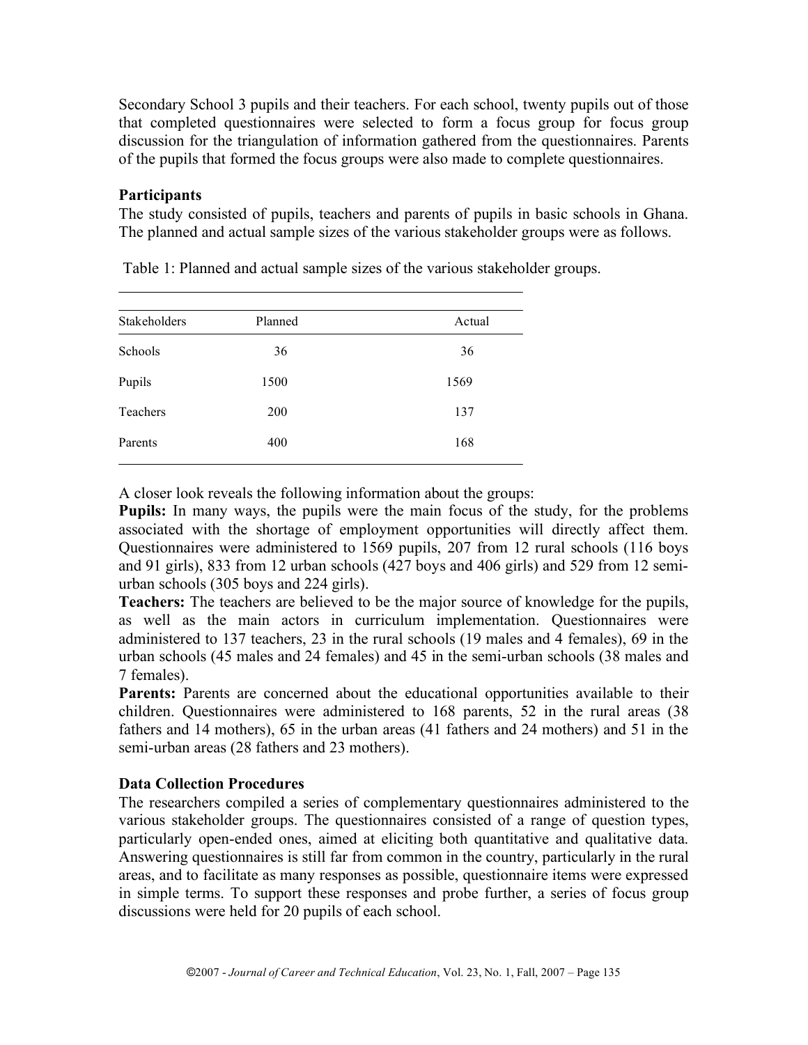Secondary School 3 pupils and their teachers. For each school, twenty pupils out of those that completed questionnaires were selected to form a focus group for focus group discussion for the triangulation of information gathered from the questionnaires. Parents of the pupils that formed the focus groups were also made to complete questionnaires.

**Participants**

The study consisted of pupils, teachers and parents of pupils in basic schools in Ghana. The planned and actual sample sizes of the various stakeholder groups were as follows.

Table 1: Planned and actual sample sizes of the various stakeholder groups.

| Stakeholders | Planned | Actual |
|---|---|---|
| Schools | 36 | 36 |
| Pupils | 1500 | 1569 |
| Teachers | 200 | 137 |
| Parents | 400 | 168 |

A closer look reveals the following information about the groups:

**Pupils:** In many ways, the pupils were the main focus of the study, for the problems associated with the shortage of employment opportunities will directly affect them. Questionnaires were administered to 1569 pupils, 207 from 12 rural schools (116 boys and 91 girls), 833 from 12 urban schools (427 boys and 406 girls) and 529 from 12 semi-urban schools (305 boys and 224 girls).

**Teachers:** The teachers are believed to be the major source of knowledge for the pupils, as well as the main actors in curriculum implementation. Questionnaires were administered to 137 teachers, 23 in the rural schools (19 males and 4 females), 69 in the urban schools (45 males and 24 females) and 45 in the semi-urban schools (38 males and 7 females).

**Parents:** Parents are concerned about the educational opportunities available to their children. Questionnaires were administered to 168 parents, 52 in the rural areas (38 fathers and 14 mothers), 65 in the urban areas (41 fathers and 24 mothers) and 51 in the semi-urban areas (28 fathers and 23 mothers).

**Data Collection Procedures**

The researchers compiled a series of complementary questionnaires administered to the various stakeholder groups. The questionnaires consisted of a range of question types, particularly open-ended ones, aimed at eliciting both quantitative and qualitative data. Answering questionnaires is still far from common in the country, particularly in the rural areas, and to facilitate as many responses as possible, questionnaire items were expressed in simple terms. To support these responses and probe further, a series of focus group discussions were held for 20 pupils of each school.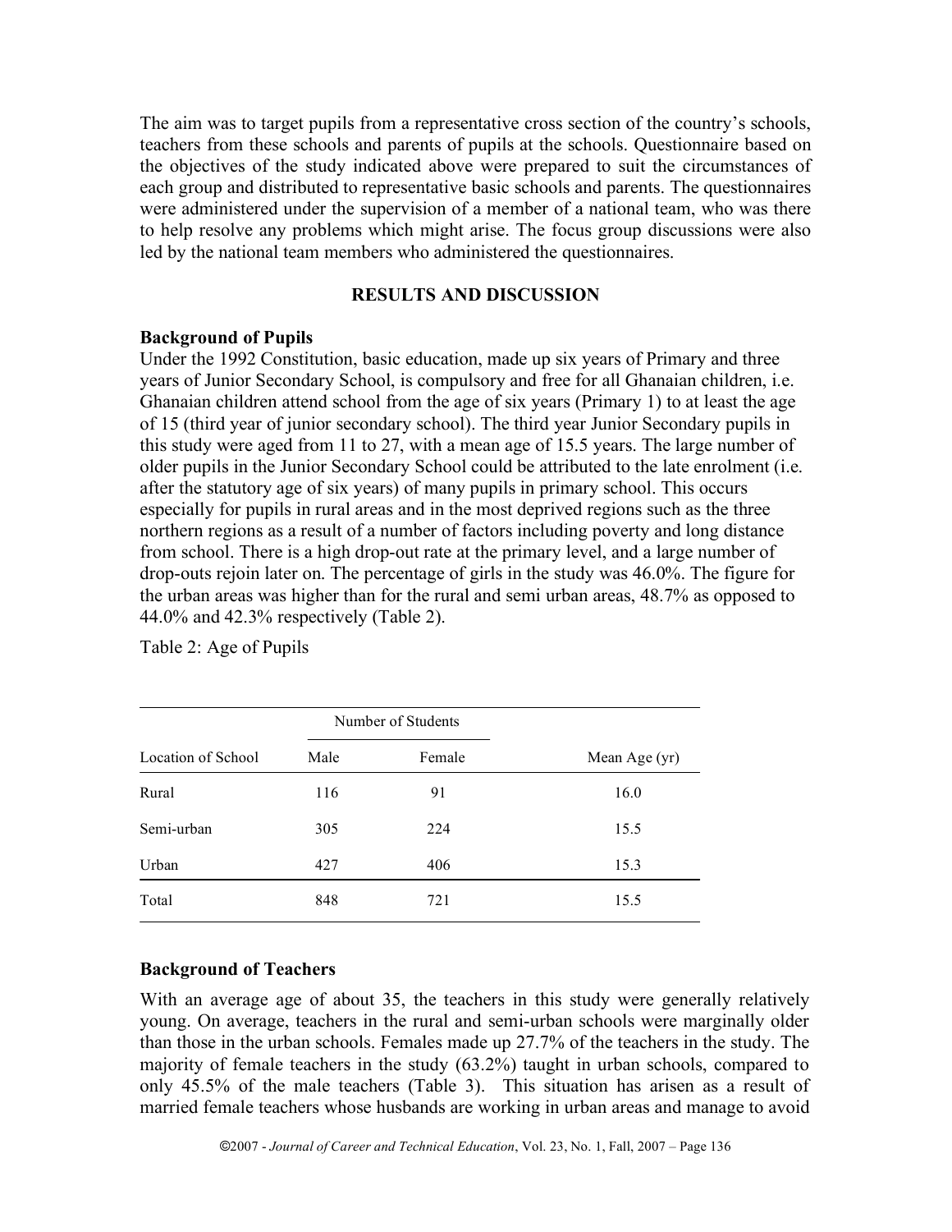The aim was to target pupils from a representative cross section of the country's schools, teachers from these schools and parents of pupils at the schools. Questionnaire based on the objectives of the study indicated above were prepared to suit the circumstances of each group and distributed to representative basic schools and parents. The questionnaires were administered under the supervision of a member of a national team, who was there to help resolve any problems which might arise. The focus group discussions were also led by the national team members who administered the questionnaires.

## RESULTS AND DISCUSSION

### Background of Pupils

Under the 1992 Constitution, basic education, made up six years of Primary and three years of Junior Secondary School, is compulsory and free for all Ghanaian children, i.e. Ghanaian children attend school from the age of six years (Primary 1) to at least the age of 15 (third year of junior secondary school). The third year Junior Secondary pupils in this study were aged from 11 to 27, with a mean age of 15.5 years. The large number of older pupils in the Junior Secondary School could be attributed to the late enrolment (i.e. after the statutory age of six years) of many pupils in primary school. This occurs especially for pupils in rural areas and in the most deprived regions such as the three northern regions as a result of a number of factors including poverty and long distance from school. There is a high drop-out rate at the primary level, and a large number of drop-outs rejoin later on. The percentage of girls in the study was 46.0%. The figure for the urban areas was higher than for the rural and semi urban areas, 48.7% as opposed to 44.0% and 42.3% respectively (Table 2).

Table 2: Age of Pupils

| | Number of Students | | |
|---|---|---|---|
| Location of School | Male | Female | Mean Age (yr) |
| Rural | 116 | 91 | 16.0 |
| Semi-urban | 305 | 224 | 15.5 |
| Urban | 427 | 406 | 15.3 |
| Total | 848 | 721 | 15.5 |

### Background of Teachers

With an average age of about 35, the teachers in this study were generally relatively young. On average, teachers in the rural and semi-urban schools were marginally older than those in the urban schools. Females made up 27.7% of the teachers in the study. The majority of female teachers in the study (63.2%) taught in urban schools, compared to only 45.5% of the male teachers (Table 3). This situation has arisen as a result of married female teachers whose husbands are working in urban areas and manage to avoid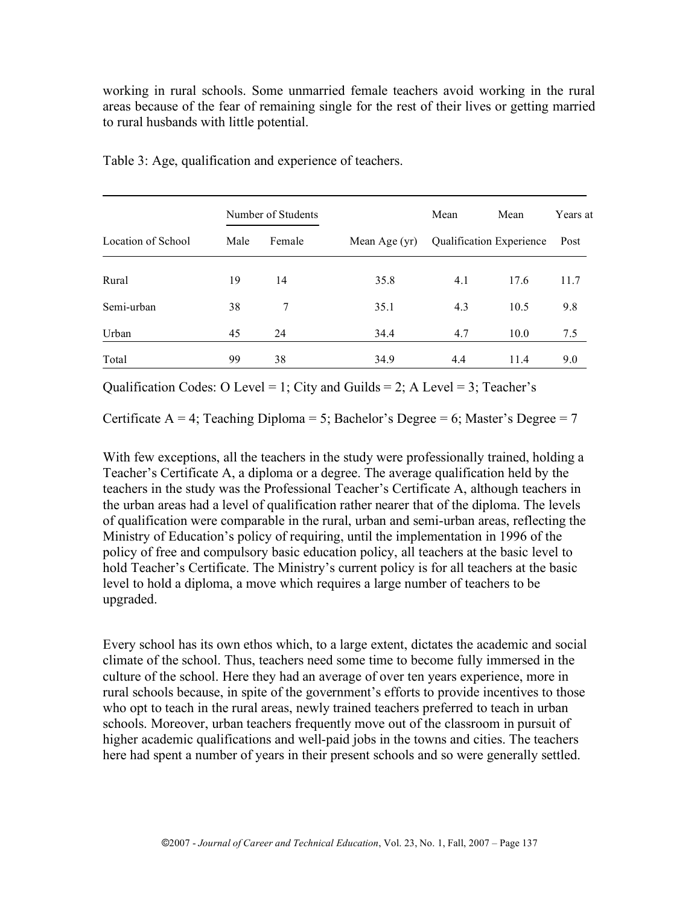working in rural schools. Some unmarried female teachers avoid working in the rural areas because of the fear of remaining single for the rest of their lives or getting married to rural husbands with little potential.

Table 3: Age, qualification and experience of teachers.

| Location of School | Number of Students | | Mean Age (yr) | Mean | Mean | Years at |
|---|---|---|---|---|---|---|
| | Male | Female | | Qualification | Experience | Post |
| Rural | 19 | 14 | 35.8 | 4.1 | 17.6 | 11.7 |
| Semi-urban | 38 | 7 | 35.1 | 4.3 | 10.5 | 9.8 |
| Urban | 45 | 24 | 34.4 | 4.7 | 10.0 | 7.5 |
| Total | 99 | 38 | 34.9 | 4.4 | 11.4 | 9.0 |

Qualification Codes: O Level = 1; City and Guilds = 2; A Level = 3; Teacher's Certificate A = 4; Teaching Diploma = 5; Bachelor's Degree = 6; Master's Degree = 7

With few exceptions, all the teachers in the study were professionally trained, holding a Teacher's Certificate A, a diploma or a degree. The average qualification held by the teachers in the study was the Professional Teacher's Certificate A, although teachers in the urban areas had a level of qualification rather nearer that of the diploma. The levels of qualification were comparable in the rural, urban and semi-urban areas, reflecting the Ministry of Education's policy of requiring, until the implementation in 1996 of the policy of free and compulsory basic education policy, all teachers at the basic level to hold Teacher's Certificate. The Ministry's current policy is for all teachers at the basic level to hold a diploma, a move which requires a large number of teachers to be upgraded.

Every school has its own ethos which, to a large extent, dictates the academic and social climate of the school. Thus, teachers need some time to become fully immersed in the culture of the school. Here they had an average of over ten years experience, more in rural schools because, in spite of the government's efforts to provide incentives to those who opt to teach in the rural areas, newly trained teachers preferred to teach in urban schools. Moreover, urban teachers frequently move out of the classroom in pursuit of higher academic qualifications and well-paid jobs in the towns and cities. The teachers here had spent a number of years in their present schools and so were generally settled.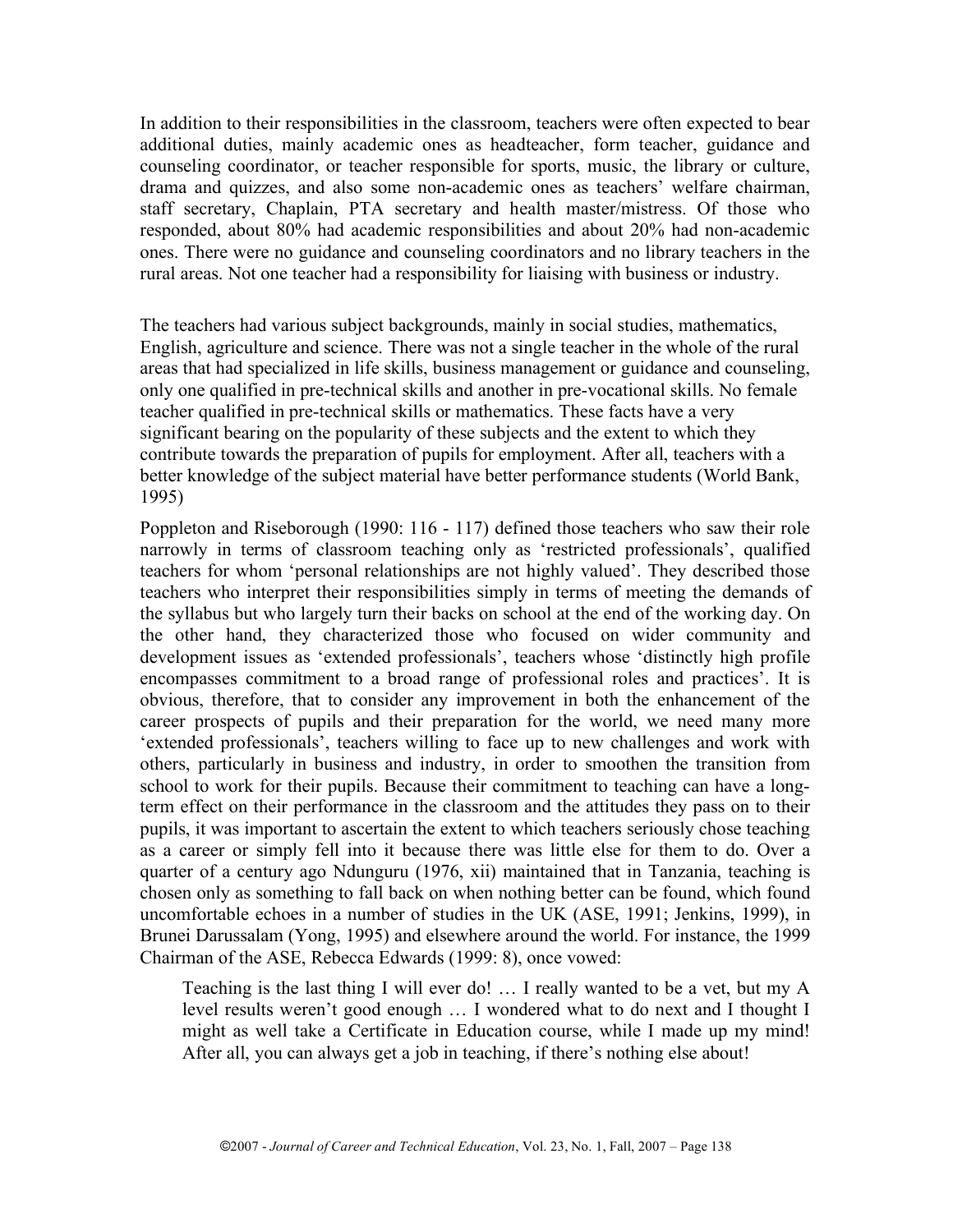In addition to their responsibilities in the classroom, teachers were often expected to bear additional duties, mainly academic ones as headteacher, form teacher, guidance and counseling coordinator, or teacher responsible for sports, music, the library or culture, drama and quizzes, and also some non-academic ones as teachers' welfare chairman, staff secretary, Chaplain, PTA secretary and health master/mistress. Of those who responded, about 80% had academic responsibilities and about 20% had non-academic ones. There were no guidance and counseling coordinators and no library teachers in the rural areas. Not one teacher had a responsibility for liaising with business or industry.

The teachers had various subject backgrounds, mainly in social studies, mathematics, English, agriculture and science. There was not a single teacher in the whole of the rural areas that had specialized in life skills, business management or guidance and counseling, only one qualified in pre-technical skills and another in pre-vocational skills. No female teacher qualified in pre-technical skills or mathematics. These facts have a very significant bearing on the popularity of these subjects and the extent to which they contribute towards the preparation of pupils for employment. After all, teachers with a better knowledge of the subject material have better performance students (World Bank, 1995)

Poppleton and Riseborough (1990: 116 - 117) defined those teachers who saw their role narrowly in terms of classroom teaching only as 'restricted professionals', qualified teachers for whom 'personal relationships are not highly valued'. They described those teachers who interpret their responsibilities simply in terms of meeting the demands of the syllabus but who largely turn their backs on school at the end of the working day. On the other hand, they characterized those who focused on wider community and development issues as 'extended professionals', teachers whose 'distinctly high profile encompasses commitment to a broad range of professional roles and practices'. It is obvious, therefore, that to consider any improvement in both the enhancement of the career prospects of pupils and their preparation for the world, we need many more 'extended professionals', teachers willing to face up to new challenges and work with others, particularly in business and industry, in order to smoothen the transition from school to work for their pupils. Because their commitment to teaching can have a long-term effect on their performance in the classroom and the attitudes they pass on to their pupils, it was important to ascertain the extent to which teachers seriously chose teaching as a career or simply fell into it because there was little else for them to do. Over a quarter of a century ago Ndunguru (1976, xii) maintained that in Tanzania, teaching is chosen only as something to fall back on when nothing better can be found, which found uncomfortable echoes in a number of studies in the UK (ASE, 1991; Jenkins, 1999), in Brunei Darussalam (Yong, 1995) and elsewhere around the world. For instance, the 1999 Chairman of the ASE, Rebecca Edwards (1999: 8), once vowed:

> Teaching is the last thing I will ever do! … I really wanted to be a vet, but my A level results weren't good enough … I wondered what to do next and I thought I might as well take a Certificate in Education course, while I made up my mind! After all, you can always get a job in teaching, if there's nothing else about!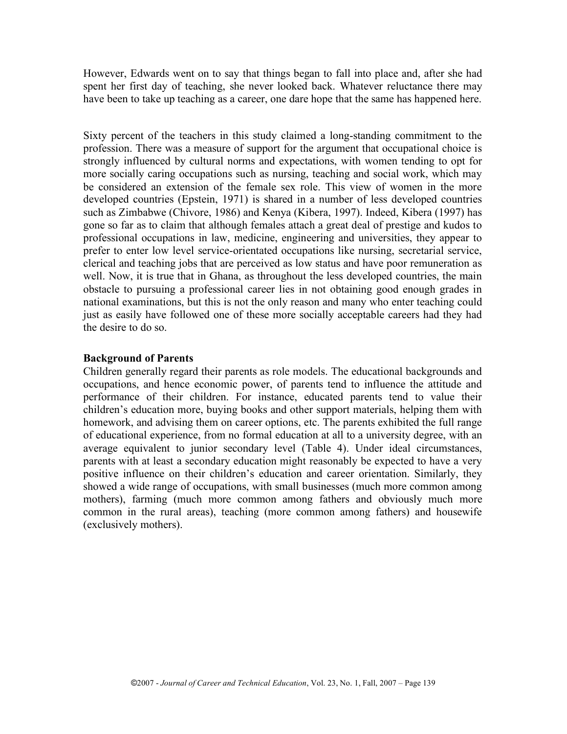However, Edwards went on to say that things began to fall into place and, after she had spent her first day of teaching, she never looked back. Whatever reluctance there may have been to take up teaching as a career, one dare hope that the same has happened here.

Sixty percent of the teachers in this study claimed a long-standing commitment to the profession. There was a measure of support for the argument that occupational choice is strongly influenced by cultural norms and expectations, with women tending to opt for more socially caring occupations such as nursing, teaching and social work, which may be considered an extension of the female sex role. This view of women in the more developed countries (Epstein, 1971) is shared in a number of less developed countries such as Zimbabwe (Chivore, 1986) and Kenya (Kibera, 1997). Indeed, Kibera (1997) has gone so far as to claim that although females attach a great deal of prestige and kudos to professional occupations in law, medicine, engineering and universities, they appear to prefer to enter low level service-orientated occupations like nursing, secretarial service, clerical and teaching jobs that are perceived as low status and have poor remuneration as well. Now, it is true that in Ghana, as throughout the less developed countries, the main obstacle to pursuing a professional career lies in not obtaining good enough grades in national examinations, but this is not the only reason and many who enter teaching could just as easily have followed one of these more socially acceptable careers had they had the desire to do so.

**Background of Parents**

Children generally regard their parents as role models. The educational backgrounds and occupations, and hence economic power, of parents tend to influence the attitude and performance of their children. For instance, educated parents tend to value their children's education more, buying books and other support materials, helping them with homework, and advising them on career options, etc. The parents exhibited the full range of educational experience, from no formal education at all to a university degree, with an average equivalent to junior secondary level (Table 4). Under ideal circumstances, parents with at least a secondary education might reasonably be expected to have a very positive influence on their children's education and career orientation. Similarly, they showed a wide range of occupations, with small businesses (much more common among mothers), farming (much more common among fathers and obviously much more common in the rural areas), teaching (more common among fathers) and housewife (exclusively mothers).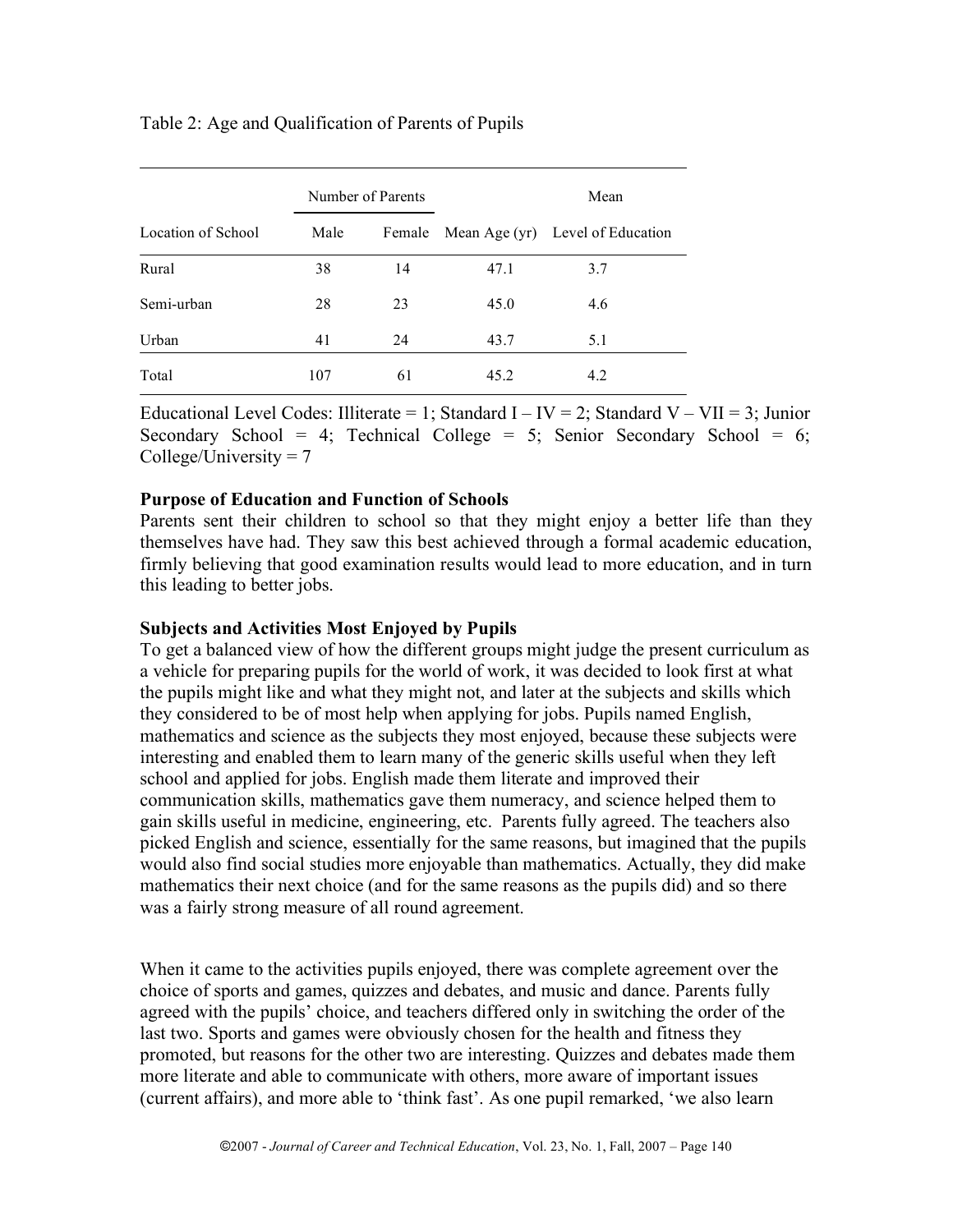Table 2: Age and Qualification of Parents of Pupils

| | Number of Parents | | | Mean |
|---|---|---|---|---|
| Location of School | Male | Female | Mean Age (yr) | Level of Education |
| Rural | 38 | 14 | 47.1 | 3.7 |
| Semi-urban | 28 | 23 | 45.0 | 4.6 |
| Urban | 41 | 24 | 43.7 | 5.1 |
| Total | 107 | 61 | 45.2 | 4.2 |

Educational Level Codes: Illiterate = 1; Standard I – IV = 2; Standard V – VII = 3; Junior Secondary School = 4; Technical College = 5; Senior Secondary School = 6; College/University = 7

**Purpose of Education and Function of Schools**

Parents sent their children to school so that they might enjoy a better life than they themselves have had. They saw this best achieved through a formal academic education, firmly believing that good examination results would lead to more education, and in turn this leading to better jobs.

**Subjects and Activities Most Enjoyed by Pupils**

To get a balanced view of how the different groups might judge the present curriculum as a vehicle for preparing pupils for the world of work, it was decided to look first at what the pupils might like and what they might not, and later at the subjects and skills which they considered to be of most help when applying for jobs. Pupils named English, mathematics and science as the subjects they most enjoyed, because these subjects were interesting and enabled them to learn many of the generic skills useful when they left school and applied for jobs. English made them literate and improved their communication skills, mathematics gave them numeracy, and science helped them to gain skills useful in medicine, engineering, etc. Parents fully agreed. The teachers also picked English and science, essentially for the same reasons, but imagined that the pupils would also find social studies more enjoyable than mathematics. Actually, they did make mathematics their next choice (and for the same reasons as the pupils did) and so there was a fairly strong measure of all round agreement.

When it came to the activities pupils enjoyed, there was complete agreement over the choice of sports and games, quizzes and debates, and music and dance. Parents fully agreed with the pupils' choice, and teachers differed only in switching the order of the last two. Sports and games were obviously chosen for the health and fitness they promoted, but reasons for the other two are interesting. Quizzes and debates made them more literate and able to communicate with others, more aware of important issues (current affairs), and more able to 'think fast'. As one pupil remarked, 'we also learn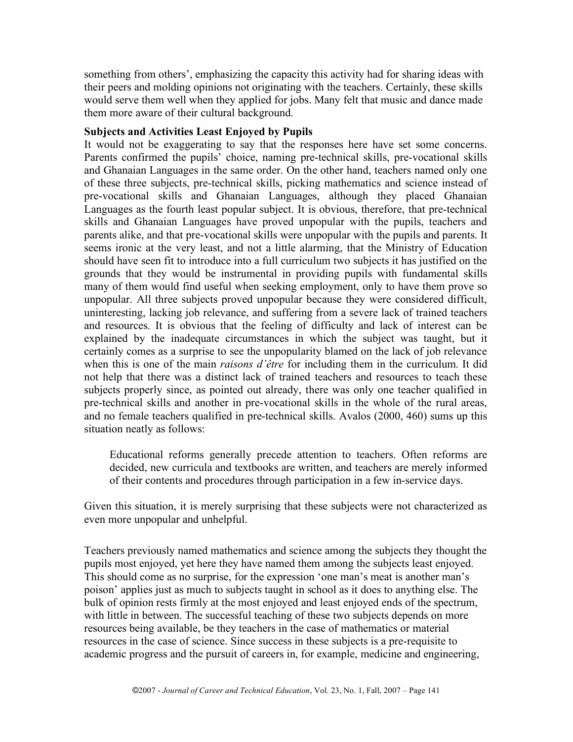something from others', emphasizing the capacity this activity had for sharing ideas with their peers and molding opinions not originating with the teachers. Certainly, these skills would serve them well when they applied for jobs. Many felt that music and dance made them more aware of their cultural background.

**Subjects and Activities Least Enjoyed by Pupils**

It would not be exaggerating to say that the responses here have set some concerns. Parents confirmed the pupils' choice, naming pre-technical skills, pre-vocational skills and Ghanaian Languages in the same order. On the other hand, teachers named only one of these three subjects, pre-technical skills, picking mathematics and science instead of pre-vocational skills and Ghanaian Languages, although they placed Ghanaian Languages as the fourth least popular subject. It is obvious, therefore, that pre-technical skills and Ghanaian Languages have proved unpopular with the pupils, teachers and parents alike, and that pre-vocational skills were unpopular with the pupils and parents. It seems ironic at the very least, and not a little alarming, that the Ministry of Education should have seen fit to introduce into a full curriculum two subjects it has justified on the grounds that they would be instrumental in providing pupils with fundamental skills many of them would find useful when seeking employment, only to have them prove so unpopular. All three subjects proved unpopular because they were considered difficult, uninteresting, lacking job relevance, and suffering from a severe lack of trained teachers and resources. It is obvious that the feeling of difficulty and lack of interest can be explained by the inadequate circumstances in which the subject was taught, but it certainly comes as a surprise to see the unpopularity blamed on the lack of job relevance when this is one of the main *raisons d'être* for including them in the curriculum. It did not help that there was a distinct lack of trained teachers and resources to teach these subjects properly since, as pointed out already, there was only one teacher qualified in pre-technical skills and another in pre-vocational skills in the whole of the rural areas, and no female teachers qualified in pre-technical skills. Avalos (2000, 460) sums up this situation neatly as follows:

> Educational reforms generally precede attention to teachers. Often reforms are decided, new curricula and textbooks are written, and teachers are merely informed of their contents and procedures through participation in a few in-service days.

Given this situation, it is merely surprising that these subjects were not characterized as even more unpopular and unhelpful.

Teachers previously named mathematics and science among the subjects they thought the pupils most enjoyed, yet here they have named them among the subjects least enjoyed. This should come as no surprise, for the expression 'one man's meat is another man's poison' applies just as much to subjects taught in school as it does to anything else. The bulk of opinion rests firmly at the most enjoyed and least enjoyed ends of the spectrum, with little in between. The successful teaching of these two subjects depends on more resources being available, be they teachers in the case of mathematics or material resources in the case of science. Since success in these subjects is a pre-requisite to academic progress and the pursuit of careers in, for example, medicine and engineering,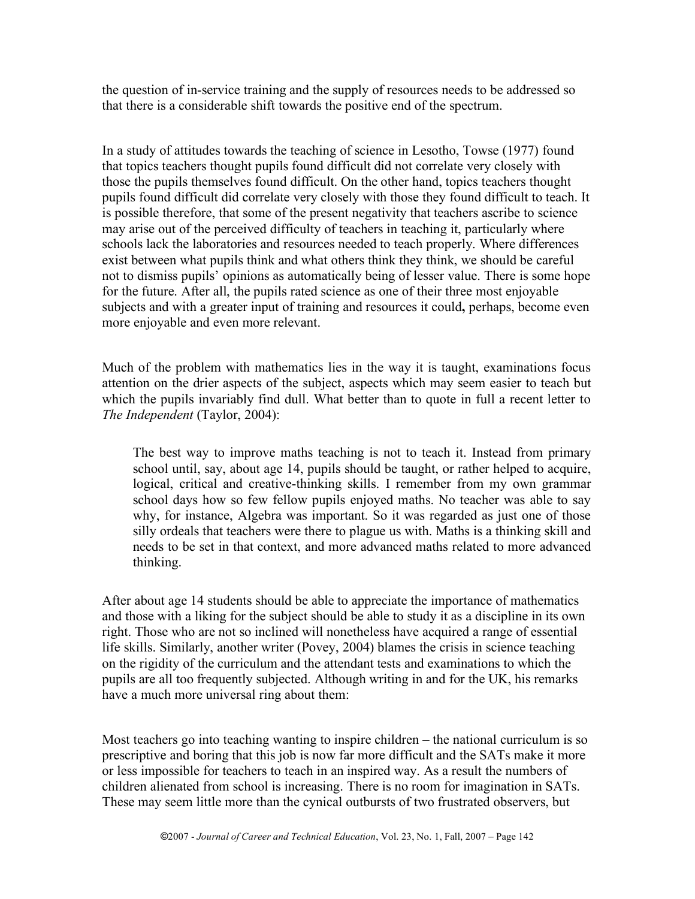the question of in-service training and the supply of resources needs to be addressed so that there is a considerable shift towards the positive end of the spectrum.

In a study of attitudes towards the teaching of science in Lesotho, Towse (1977) found that topics teachers thought pupils found difficult did not correlate very closely with those the pupils themselves found difficult. On the other hand, topics teachers thought pupils found difficult did correlate very closely with those they found difficult to teach. It is possible therefore, that some of the present negativity that teachers ascribe to science may arise out of the perceived difficulty of teachers in teaching it, particularly where schools lack the laboratories and resources needed to teach properly. Where differences exist between what pupils think and what others think they think, we should be careful not to dismiss pupils' opinions as automatically being of lesser value. There is some hope for the future. After all, the pupils rated science as one of their three most enjoyable subjects and with a greater input of training and resources it could**,** perhaps, become even more enjoyable and even more relevant.

Much of the problem with mathematics lies in the way it is taught, examinations focus attention on the drier aspects of the subject, aspects which may seem easier to teach but which the pupils invariably find dull. What better than to quote in full a recent letter to *The Independent* (Taylor, 2004):

> The best way to improve maths teaching is not to teach it. Instead from primary school until, say, about age 14, pupils should be taught, or rather helped to acquire, logical, critical and creative-thinking skills. I remember from my own grammar school days how so few fellow pupils enjoyed maths. No teacher was able to say why, for instance, Algebra was important. So it was regarded as just one of those silly ordeals that teachers were there to plague us with. Maths is a thinking skill and needs to be set in that context, and more advanced maths related to more advanced thinking.

After about age 14 students should be able to appreciate the importance of mathematics and those with a liking for the subject should be able to study it as a discipline in its own right. Those who are not so inclined will nonetheless have acquired a range of essential life skills. Similarly, another writer (Povey, 2004) blames the crisis in science teaching on the rigidity of the curriculum and the attendant tests and examinations to which the pupils are all too frequently subjected. Although writing in and for the UK, his remarks have a much more universal ring about them:

Most teachers go into teaching wanting to inspire children – the national curriculum is so prescriptive and boring that this job is now far more difficult and the SATs make it more or less impossible for teachers to teach in an inspired way. As a result the numbers of children alienated from school is increasing. There is no room for imagination in SATs. These may seem little more than the cynical outbursts of two frustrated observers, but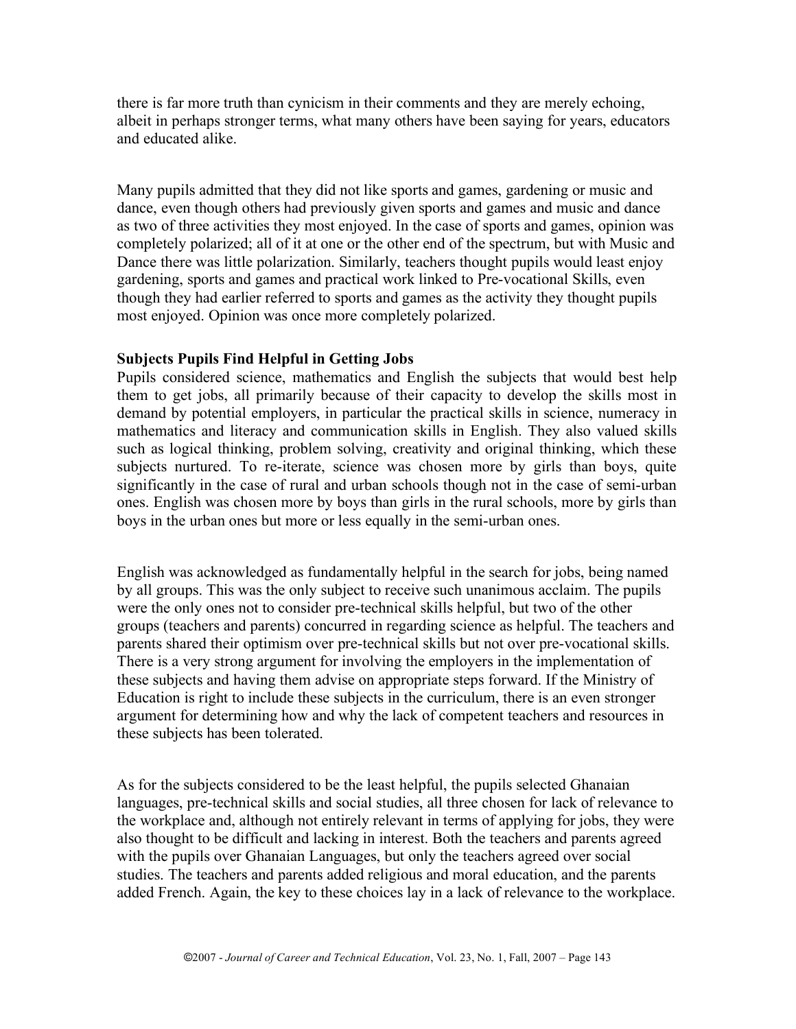there is far more truth than cynicism in their comments and they are merely echoing, albeit in perhaps stronger terms, what many others have been saying for years, educators and educated alike.

Many pupils admitted that they did not like sports and games, gardening or music and dance, even though others had previously given sports and games and music and dance as two of three activities they most enjoyed. In the case of sports and games, opinion was completely polarized; all of it at one or the other end of the spectrum, but with Music and Dance there was little polarization. Similarly, teachers thought pupils would least enjoy gardening, sports and games and practical work linked to Pre-vocational Skills, even though they had earlier referred to sports and games as the activity they thought pupils most enjoyed. Opinion was once more completely polarized.

**Subjects Pupils Find Helpful in Getting Jobs**

Pupils considered science, mathematics and English the subjects that would best help them to get jobs, all primarily because of their capacity to develop the skills most in demand by potential employers, in particular the practical skills in science, numeracy in mathematics and literacy and communication skills in English. They also valued skills such as logical thinking, problem solving, creativity and original thinking, which these subjects nurtured. To re-iterate, science was chosen more by girls than boys, quite significantly in the case of rural and urban schools though not in the case of semi-urban ones. English was chosen more by boys than girls in the rural schools, more by girls than boys in the urban ones but more or less equally in the semi-urban ones.

English was acknowledged as fundamentally helpful in the search for jobs, being named by all groups. This was the only subject to receive such unanimous acclaim. The pupils were the only ones not to consider pre-technical skills helpful, but two of the other groups (teachers and parents) concurred in regarding science as helpful. The teachers and parents shared their optimism over pre-technical skills but not over pre-vocational skills. There is a very strong argument for involving the employers in the implementation of these subjects and having them advise on appropriate steps forward. If the Ministry of Education is right to include these subjects in the curriculum, there is an even stronger argument for determining how and why the lack of competent teachers and resources in these subjects has been tolerated.

As for the subjects considered to be the least helpful, the pupils selected Ghanaian languages, pre-technical skills and social studies, all three chosen for lack of relevance to the workplace and, although not entirely relevant in terms of applying for jobs, they were also thought to be difficult and lacking in interest. Both the teachers and parents agreed with the pupils over Ghanaian Languages, but only the teachers agreed over social studies. The teachers and parents added religious and moral education, and the parents added French. Again, the key to these choices lay in a lack of relevance to the workplace.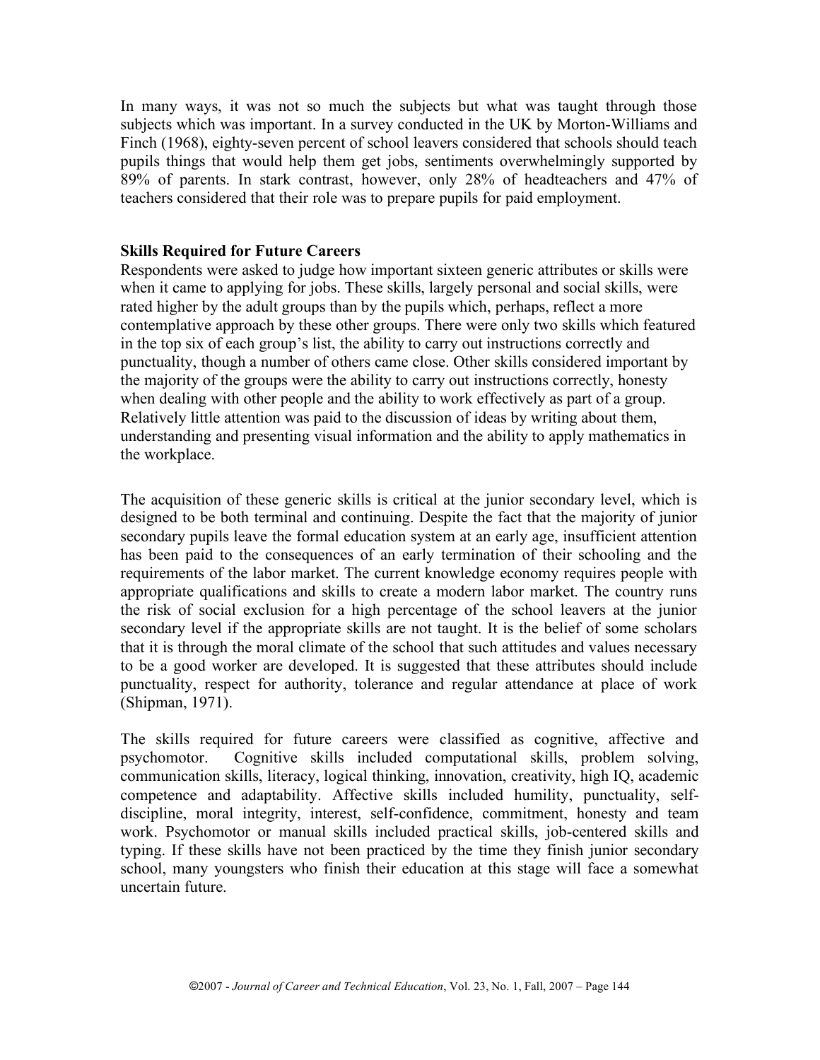In many ways, it was not so much the subjects but what was taught through those subjects which was important. In a survey conducted in the UK by Morton-Williams and Finch (1968), eighty-seven percent of school leavers considered that schools should teach pupils things that would help them get jobs, sentiments overwhelmingly supported by 89% of parents. In stark contrast, however, only 28% of headteachers and 47% of teachers considered that their role was to prepare pupils for paid employment.

**Skills Required for Future Careers**

Respondents were asked to judge how important sixteen generic attributes or skills were when it came to applying for jobs. These skills, largely personal and social skills, were rated higher by the adult groups than by the pupils which, perhaps, reflect a more contemplative approach by these other groups. There were only two skills which featured in the top six of each group's list, the ability to carry out instructions correctly and punctuality, though a number of others came close. Other skills considered important by the majority of the groups were the ability to carry out instructions correctly, honesty when dealing with other people and the ability to work effectively as part of a group. Relatively little attention was paid to the discussion of ideas by writing about them, understanding and presenting visual information and the ability to apply mathematics in the workplace.

The acquisition of these generic skills is critical at the junior secondary level, which is designed to be both terminal and continuing. Despite the fact that the majority of junior secondary pupils leave the formal education system at an early age, insufficient attention has been paid to the consequences of an early termination of their schooling and the requirements of the labor market. The current knowledge economy requires people with appropriate qualifications and skills to create a modern labor market. The country runs the risk of social exclusion for a high percentage of the school leavers at the junior secondary level if the appropriate skills are not taught. It is the belief of some scholars that it is through the moral climate of the school that such attitudes and values necessary to be a good worker are developed. It is suggested that these attributes should include punctuality, respect for authority, tolerance and regular attendance at place of work (Shipman, 1971).

The skills required for future careers were classified as cognitive, affective and psychomotor. Cognitive skills included computational skills, problem solving, communication skills, literacy, logical thinking, innovation, creativity, high IQ, academic competence and adaptability. Affective skills included humility, punctuality, self-discipline, moral integrity, interest, self-confidence, commitment, honesty and team work. Psychomotor or manual skills included practical skills, job-centered skills and typing. If these skills have not been practiced by the time they finish junior secondary school, many youngsters who finish their education at this stage will face a somewhat uncertain future.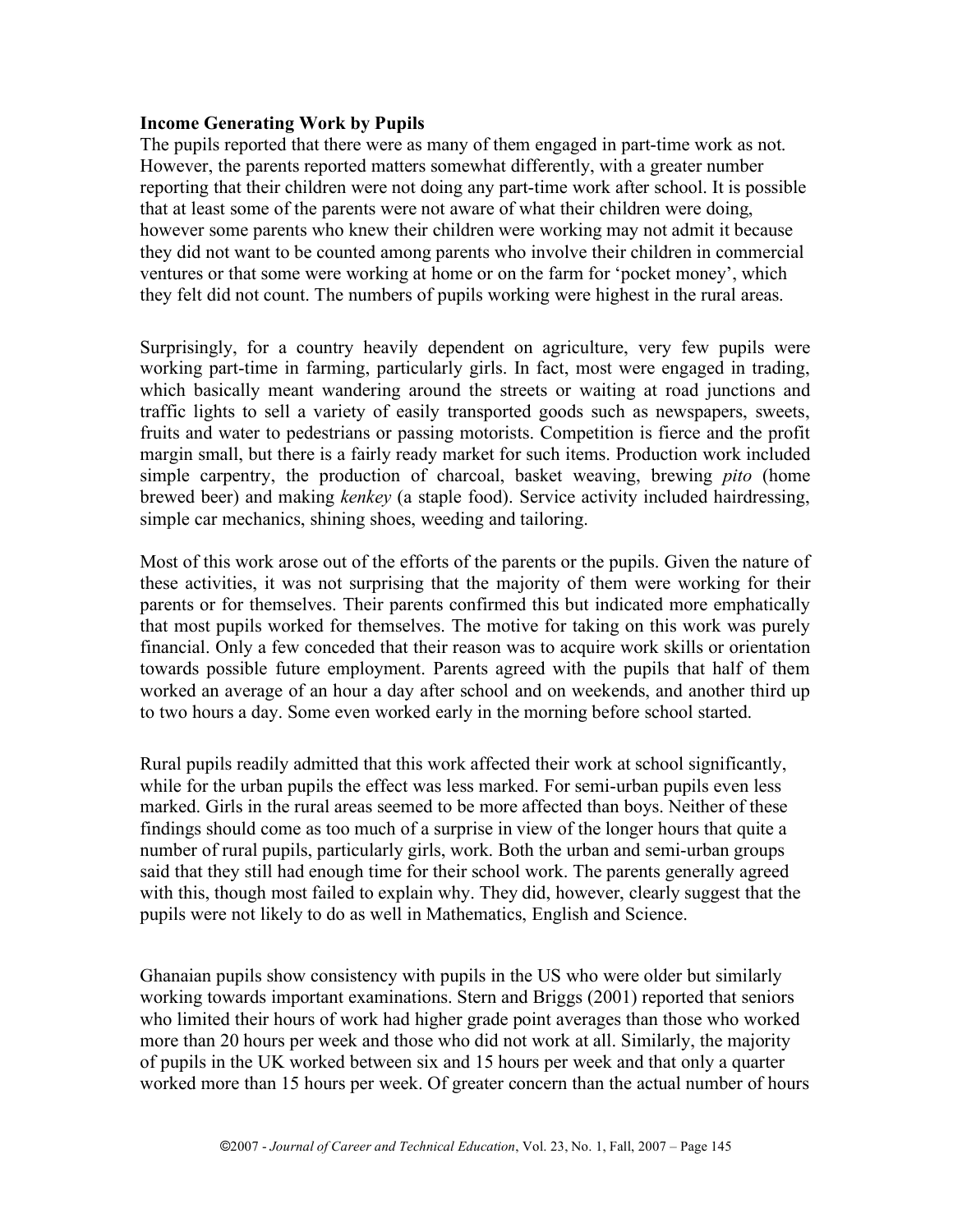**Income Generating Work by Pupils**

The pupils reported that there were as many of them engaged in part-time work as not. However, the parents reported matters somewhat differently, with a greater number reporting that their children were not doing any part-time work after school. It is possible that at least some of the parents were not aware of what their children were doing, however some parents who knew their children were working may not admit it because they did not want to be counted among parents who involve their children in commercial ventures or that some were working at home or on the farm for 'pocket money', which they felt did not count. The numbers of pupils working were highest in the rural areas.

Surprisingly, for a country heavily dependent on agriculture, very few pupils were working part-time in farming, particularly girls. In fact, most were engaged in trading, which basically meant wandering around the streets or waiting at road junctions and traffic lights to sell a variety of easily transported goods such as newspapers, sweets, fruits and water to pedestrians or passing motorists. Competition is fierce and the profit margin small, but there is a fairly ready market for such items. Production work included simple carpentry, the production of charcoal, basket weaving, brewing *pito* (home brewed beer) and making *kenkey* (a staple food). Service activity included hairdressing, simple car mechanics, shining shoes, weeding and tailoring.

Most of this work arose out of the efforts of the parents or the pupils. Given the nature of these activities, it was not surprising that the majority of them were working for their parents or for themselves. Their parents confirmed this but indicated more emphatically that most pupils worked for themselves. The motive for taking on this work was purely financial. Only a few conceded that their reason was to acquire work skills or orientation towards possible future employment. Parents agreed with the pupils that half of them worked an average of an hour a day after school and on weekends, and another third up to two hours a day. Some even worked early in the morning before school started.

Rural pupils readily admitted that this work affected their work at school significantly, while for the urban pupils the effect was less marked. For semi-urban pupils even less marked. Girls in the rural areas seemed to be more affected than boys. Neither of these findings should come as too much of a surprise in view of the longer hours that quite a number of rural pupils, particularly girls, work. Both the urban and semi-urban groups said that they still had enough time for their school work. The parents generally agreed with this, though most failed to explain why. They did, however, clearly suggest that the pupils were not likely to do as well in Mathematics, English and Science.

Ghanaian pupils show consistency with pupils in the US who were older but similarly working towards important examinations. Stern and Briggs (2001) reported that seniors who limited their hours of work had higher grade point averages than those who worked more than 20 hours per week and those who did not work at all. Similarly, the majority of pupils in the UK worked between six and 15 hours per week and that only a quarter worked more than 15 hours per week. Of greater concern than the actual number of hours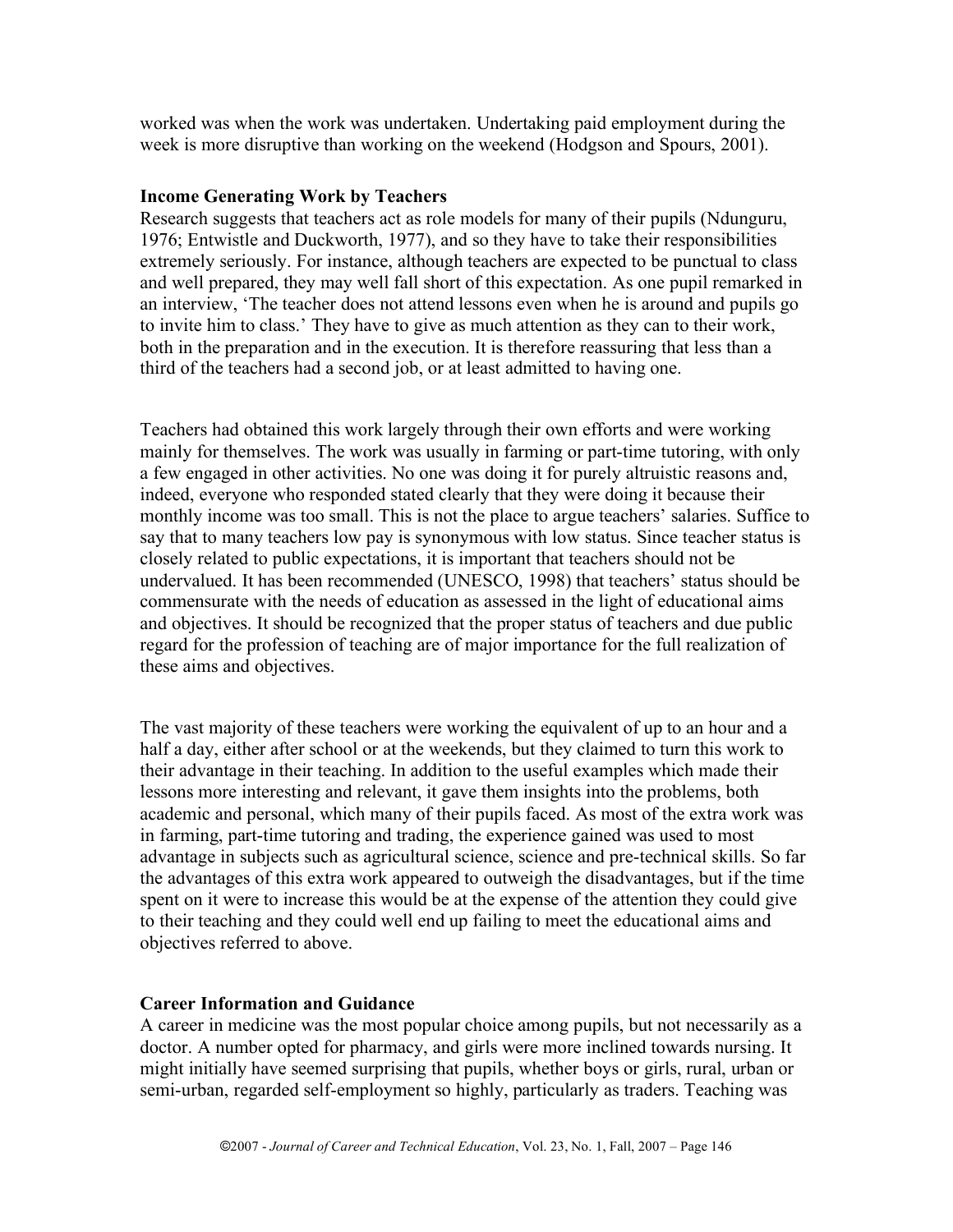worked was when the work was undertaken. Undertaking paid employment during the week is more disruptive than working on the weekend (Hodgson and Spours, 2001).

### Income Generating Work by Teachers

Research suggests that teachers act as role models for many of their pupils (Ndunguru, 1976; Entwistle and Duckworth, 1977), and so they have to take their responsibilities extremely seriously. For instance, although teachers are expected to be punctual to class and well prepared, they may well fall short of this expectation. As one pupil remarked in an interview, 'The teacher does not attend lessons even when he is around and pupils go to invite him to class.' They have to give as much attention as they can to their work, both in the preparation and in the execution. It is therefore reassuring that less than a third of the teachers had a second job, or at least admitted to having one.

Teachers had obtained this work largely through their own efforts and were working mainly for themselves. The work was usually in farming or part-time tutoring, with only a few engaged in other activities. No one was doing it for purely altruistic reasons and, indeed, everyone who responded stated clearly that they were doing it because their monthly income was too small. This is not the place to argue teachers' salaries. Suffice to say that to many teachers low pay is synonymous with low status. Since teacher status is closely related to public expectations, it is important that teachers should not be undervalued. It has been recommended (UNESCO, 1998) that teachers' status should be commensurate with the needs of education as assessed in the light of educational aims and objectives. It should be recognized that the proper status of teachers and due public regard for the profession of teaching are of major importance for the full realization of these aims and objectives.

The vast majority of these teachers were working the equivalent of up to an hour and a half a day, either after school or at the weekends, but they claimed to turn this work to their advantage in their teaching. In addition to the useful examples which made their lessons more interesting and relevant, it gave them insights into the problems, both academic and personal, which many of their pupils faced. As most of the extra work was in farming, part-time tutoring and trading, the experience gained was used to most advantage in subjects such as agricultural science, science and pre-technical skills. So far the advantages of this extra work appeared to outweigh the disadvantages, but if the time spent on it were to increase this would be at the expense of the attention they could give to their teaching and they could well end up failing to meet the educational aims and objectives referred to above.

### Career Information and Guidance

A career in medicine was the most popular choice among pupils, but not necessarily as a doctor. A number opted for pharmacy, and girls were more inclined towards nursing. It might initially have seemed surprising that pupils, whether boys or girls, rural, urban or semi-urban, regarded self-employment so highly, particularly as traders. Teaching was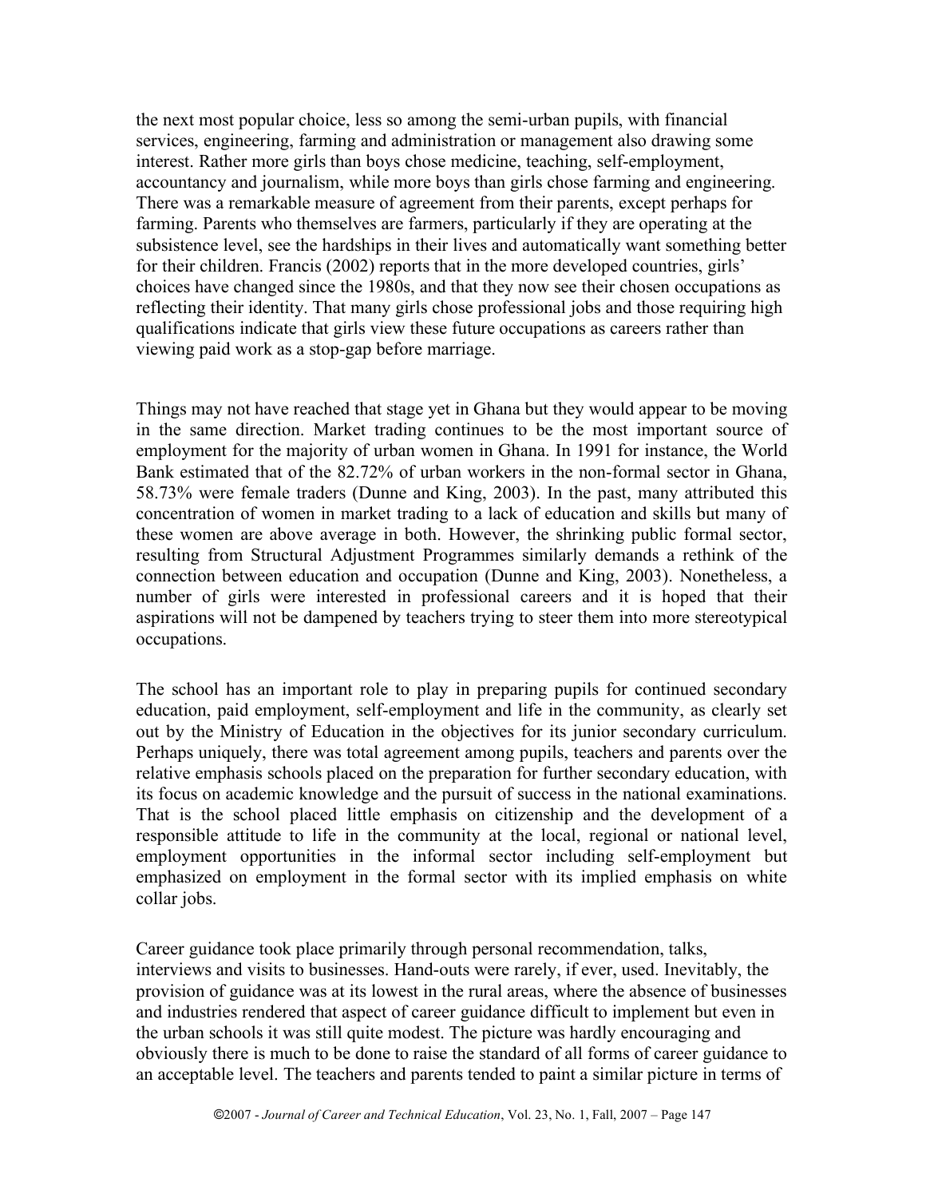the next most popular choice, less so among the semi-urban pupils, with financial services, engineering, farming and administration or management also drawing some interest. Rather more girls than boys chose medicine, teaching, self-employment, accountancy and journalism, while more boys than girls chose farming and engineering. There was a remarkable measure of agreement from their parents, except perhaps for farming. Parents who themselves are farmers, particularly if they are operating at the subsistence level, see the hardships in their lives and automatically want something better for their children. Francis (2002) reports that in the more developed countries, girls' choices have changed since the 1980s, and that they now see their chosen occupations as reflecting their identity. That many girls chose professional jobs and those requiring high qualifications indicate that girls view these future occupations as careers rather than viewing paid work as a stop-gap before marriage.

Things may not have reached that stage yet in Ghana but they would appear to be moving in the same direction. Market trading continues to be the most important source of employment for the majority of urban women in Ghana. In 1991 for instance, the World Bank estimated that of the 82.72% of urban workers in the non-formal sector in Ghana, 58.73% were female traders (Dunne and King, 2003). In the past, many attributed this concentration of women in market trading to a lack of education and skills but many of these women are above average in both. However, the shrinking public formal sector, resulting from Structural Adjustment Programmes similarly demands a rethink of the connection between education and occupation (Dunne and King, 2003). Nonetheless, a number of girls were interested in professional careers and it is hoped that their aspirations will not be dampened by teachers trying to steer them into more stereotypical occupations.

The school has an important role to play in preparing pupils for continued secondary education, paid employment, self-employment and life in the community, as clearly set out by the Ministry of Education in the objectives for its junior secondary curriculum. Perhaps uniquely, there was total agreement among pupils, teachers and parents over the relative emphasis schools placed on the preparation for further secondary education, with its focus on academic knowledge and the pursuit of success in the national examinations. That is the school placed little emphasis on citizenship and the development of a responsible attitude to life in the community at the local, regional or national level, employment opportunities in the informal sector including self-employment but emphasized on employment in the formal sector with its implied emphasis on white collar jobs.

Career guidance took place primarily through personal recommendation, talks, interviews and visits to businesses. Hand-outs were rarely, if ever, used. Inevitably, the provision of guidance was at its lowest in the rural areas, where the absence of businesses and industries rendered that aspect of career guidance difficult to implement but even in the urban schools it was still quite modest. The picture was hardly encouraging and obviously there is much to be done to raise the standard of all forms of career guidance to an acceptable level. The teachers and parents tended to paint a similar picture in terms of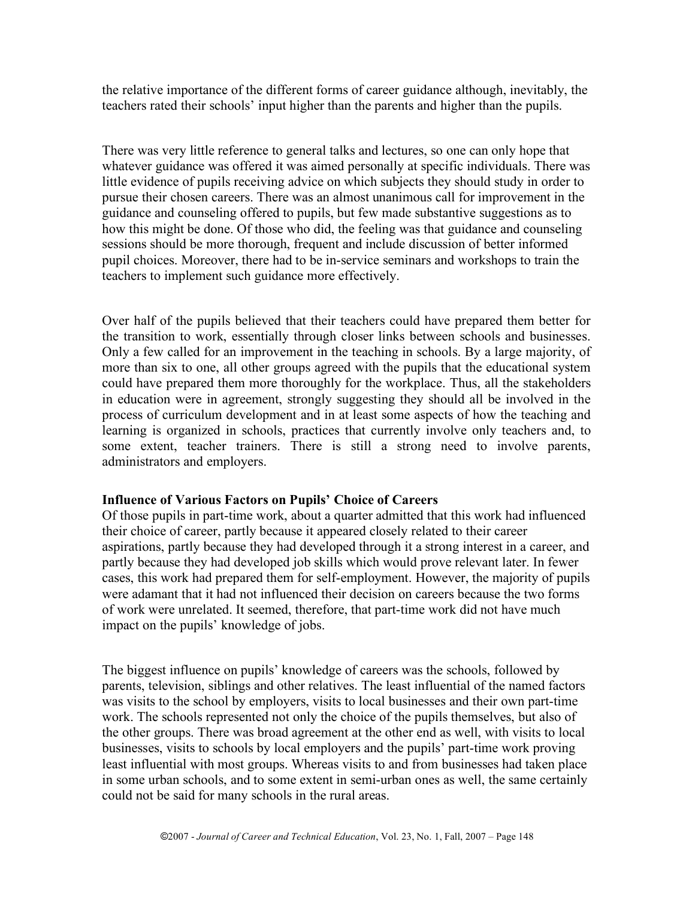the relative importance of the different forms of career guidance although, inevitably, the teachers rated their schools' input higher than the parents and higher than the pupils.

There was very little reference to general talks and lectures, so one can only hope that whatever guidance was offered it was aimed personally at specific individuals. There was little evidence of pupils receiving advice on which subjects they should study in order to pursue their chosen careers. There was an almost unanimous call for improvement in the guidance and counseling offered to pupils, but few made substantive suggestions as to how this might be done. Of those who did, the feeling was that guidance and counseling sessions should be more thorough, frequent and include discussion of better informed pupil choices. Moreover, there had to be in-service seminars and workshops to train the teachers to implement such guidance more effectively.

Over half of the pupils believed that their teachers could have prepared them better for the transition to work, essentially through closer links between schools and businesses. Only a few called for an improvement in the teaching in schools. By a large majority, of more than six to one, all other groups agreed with the pupils that the educational system could have prepared them more thoroughly for the workplace. Thus, all the stakeholders in education were in agreement, strongly suggesting they should all be involved in the process of curriculum development and in at least some aspects of how the teaching and learning is organized in schools, practices that currently involve only teachers and, to some extent, teacher trainers. There is still a strong need to involve parents, administrators and employers.

**Influence of Various Factors on Pupils' Choice of Careers**

Of those pupils in part-time work, about a quarter admitted that this work had influenced their choice of career, partly because it appeared closely related to their career aspirations, partly because they had developed through it a strong interest in a career, and partly because they had developed job skills which would prove relevant later. In fewer cases, this work had prepared them for self-employment. However, the majority of pupils were adamant that it had not influenced their decision on careers because the two forms of work were unrelated. It seemed, therefore, that part-time work did not have much impact on the pupils' knowledge of jobs.

The biggest influence on pupils' knowledge of careers was the schools, followed by parents, television, siblings and other relatives. The least influential of the named factors was visits to the school by employers, visits to local businesses and their own part-time work. The schools represented not only the choice of the pupils themselves, but also of the other groups. There was broad agreement at the other end as well, with visits to local businesses, visits to schools by local employers and the pupils' part-time work proving least influential with most groups. Whereas visits to and from businesses had taken place in some urban schools, and to some extent in semi-urban ones as well, the same certainly could not be said for many schools in the rural areas.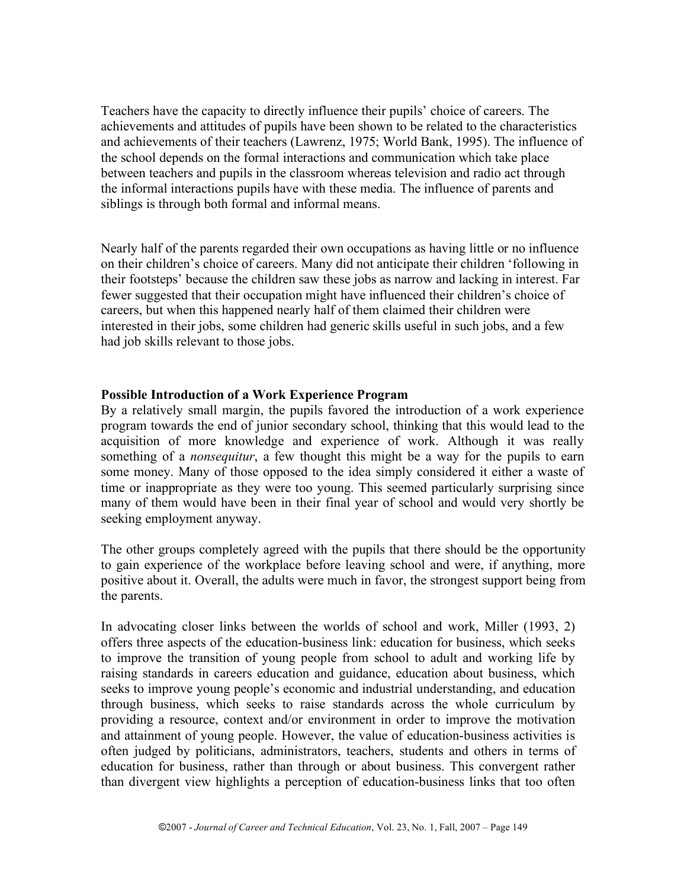Teachers have the capacity to directly influence their pupils' choice of careers. The achievements and attitudes of pupils have been shown to be related to the characteristics and achievements of their teachers (Lawrenz, 1975; World Bank, 1995). The influence of the school depends on the formal interactions and communication which take place between teachers and pupils in the classroom whereas television and radio act through the informal interactions pupils have with these media. The influence of parents and siblings is through both formal and informal means.

Nearly half of the parents regarded their own occupations as having little or no influence on their children's choice of careers. Many did not anticipate their children 'following in their footsteps' because the children saw these jobs as narrow and lacking in interest. Far fewer suggested that their occupation might have influenced their children's choice of careers, but when this happened nearly half of them claimed their children were interested in their jobs, some children had generic skills useful in such jobs, and a few had job skills relevant to those jobs.

### Possible Introduction of a Work Experience Program

By a relatively small margin, the pupils favored the introduction of a work experience program towards the end of junior secondary school, thinking that this would lead to the acquisition of more knowledge and experience of work. Although it was really something of a *nonsequitur*, a few thought this might be a way for the pupils to earn some money. Many of those opposed to the idea simply considered it either a waste of time or inappropriate as they were too young. This seemed particularly surprising since many of them would have been in their final year of school and would very shortly be seeking employment anyway.

The other groups completely agreed with the pupils that there should be the opportunity to gain experience of the workplace before leaving school and were, if anything, more positive about it. Overall, the adults were much in favor, the strongest support being from the parents.

In advocating closer links between the worlds of school and work, Miller (1993, 2) offers three aspects of the education-business link: education for business, which seeks to improve the transition of young people from school to adult and working life by raising standards in careers education and guidance, education about business, which seeks to improve young people's economic and industrial understanding, and education through business, which seeks to raise standards across the whole curriculum by providing a resource, context and/or environment in order to improve the motivation and attainment of young people. However, the value of education-business activities is often judged by politicians, administrators, teachers, students and others in terms of education for business, rather than through or about business. This convergent rather than divergent view highlights a perception of education-business links that too often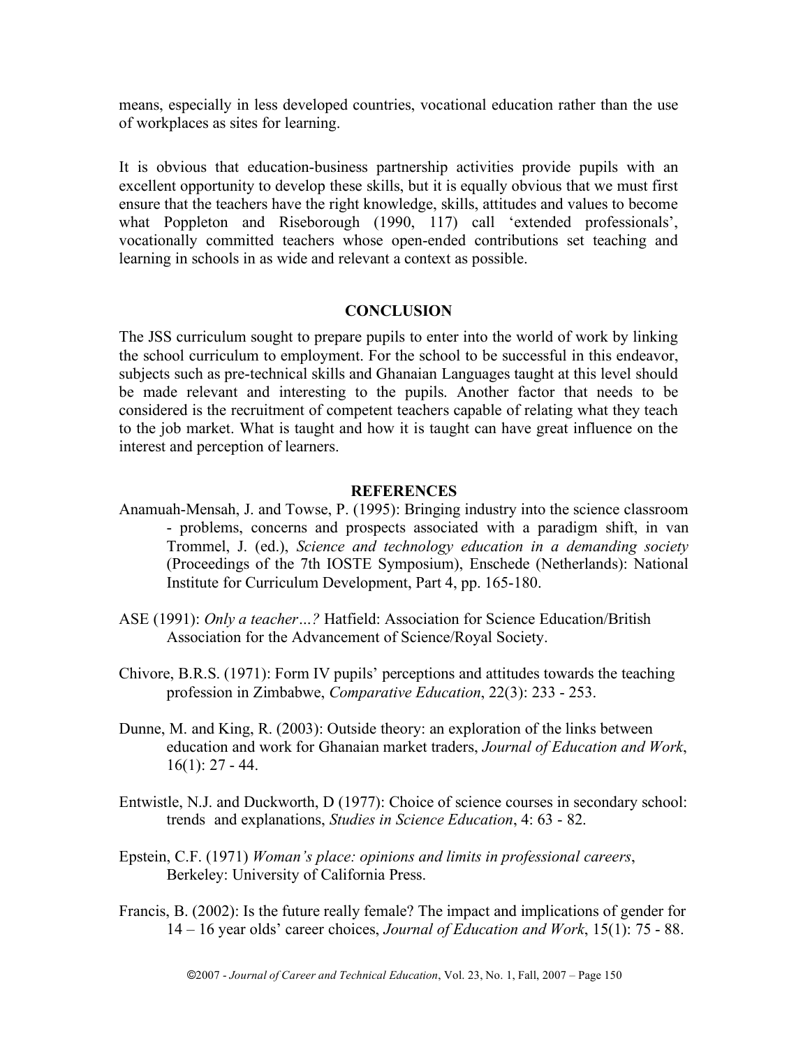means, especially in less developed countries, vocational education rather than the use of workplaces as sites for learning.

It is obvious that education-business partnership activities provide pupils with an excellent opportunity to develop these skills, but it is equally obvious that we must first ensure that the teachers have the right knowledge, skills, attitudes and values to become what Poppleton and Riseborough (1990, 117) call 'extended professionals', vocationally committed teachers whose open-ended contributions set teaching and learning in schools in as wide and relevant a context as possible.

## CONCLUSION

The JSS curriculum sought to prepare pupils to enter into the world of work by linking the school curriculum to employment. For the school to be successful in this endeavor, subjects such as pre-technical skills and Ghanaian Languages taught at this level should be made relevant and interesting to the pupils. Another factor that needs to be considered is the recruitment of competent teachers capable of relating what they teach to the job market. What is taught and how it is taught can have great influence on the interest and perception of learners.

## REFERENCES

Anamuah-Mensah, J. and Towse, P. (1995): Bringing industry into the science classroom - problems, concerns and prospects associated with a paradigm shift, in van Trommel, J. (ed.), *Science and technology education in a demanding society* (Proceedings of the 7th IOSTE Symposium), Enschede (Netherlands): National Institute for Curriculum Development, Part 4, pp. 165-180.

ASE (1991): *Only a teacher…?* Hatfield: Association for Science Education/British Association for the Advancement of Science/Royal Society.

Chivore, B.R.S. (1971): Form IV pupils' perceptions and attitudes towards the teaching profession in Zimbabwe, *Comparative Education*, 22(3): 233 - 253.

Dunne, M. and King, R. (2003): Outside theory: an exploration of the links between education and work for Ghanaian market traders, *Journal of Education and Work*, 16(1): 27 - 44.

Entwistle, N.J. and Duckworth, D (1977): Choice of science courses in secondary school: trends and explanations, *Studies in Science Education*, 4: 63 - 82.

Epstein, C.F. (1971) *Woman's place: opinions and limits in professional careers*, Berkeley: University of California Press.

Francis, B. (2002): Is the future really female? The impact and implications of gender for 14 – 16 year olds' career choices, *Journal of Education and Work*, 15(1): 75 - 88.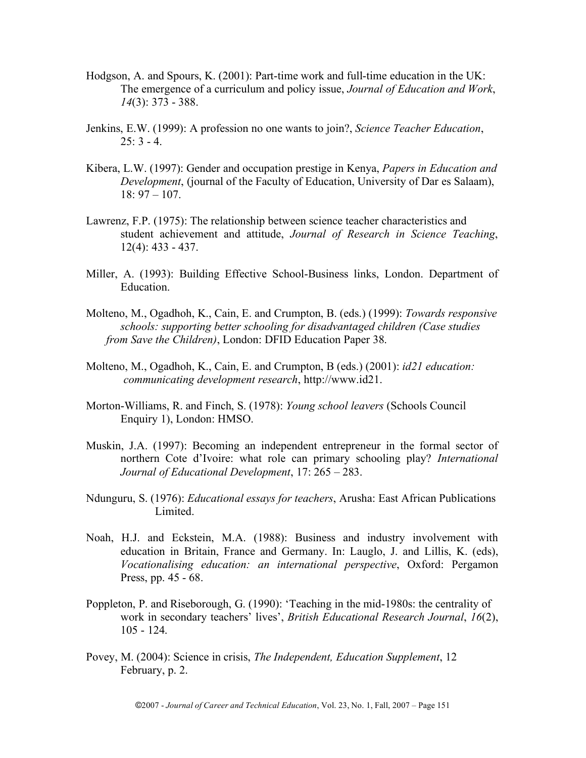Hodgson, A. and Spours, K. (2001): Part-time work and full-time education in the UK: The emergence of a curriculum and policy issue, *Journal of Education and Work*, *14*(3): 373 - 388.

Jenkins, E.W. (1999): A profession no one wants to join?, *Science Teacher Education*, 25: 3 - 4.

Kibera, L.W. (1997): Gender and occupation prestige in Kenya, *Papers in Education and Development*, (journal of the Faculty of Education, University of Dar es Salaam), 18: 97 – 107.

Lawrenz, F.P. (1975): The relationship between science teacher characteristics and student achievement and attitude, *Journal of Research in Science Teaching*, 12(4): 433 - 437.

Miller, A. (1993): Building Effective School-Business links, London. Department of Education.

Molteno, M., Ogadhoh, K., Cain, E. and Crumpton, B. (eds.) (1999): *Towards responsive schools: supporting better schooling for disadvantaged children (Case studies from Save the Children)*, London: DFID Education Paper 38.

Molteno, M., Ogadhoh, K., Cain, E. and Crumpton, B (eds.) (2001): *id21 education: communicating development research*, http://www.id21.

Morton-Williams, R. and Finch, S. (1978): *Young school leavers* (Schools Council Enquiry 1), London: HMSO.

Muskin, J.A. (1997): Becoming an independent entrepreneur in the formal sector of northern Cote d'Ivoire: what role can primary schooling play? *International Journal of Educational Development*, 17: 265 – 283.

Ndunguru, S. (1976): *Educational essays for teachers*, Arusha: East African Publications Limited.

Noah, H.J. and Eckstein, M.A. (1988): Business and industry involvement with education in Britain, France and Germany. In: Lauglo, J. and Lillis, K. (eds), *Vocationalising education: an international perspective*, Oxford: Pergamon Press, pp. 45 - 68.

Poppleton, P. and Riseborough, G. (1990): 'Teaching in the mid-1980s: the centrality of work in secondary teachers' lives', *British Educational Research Journal*, *16*(2), 105 - 124.

Povey, M. (2004): Science in crisis, *The Independent, Education Supplement*, 12 February, p. 2.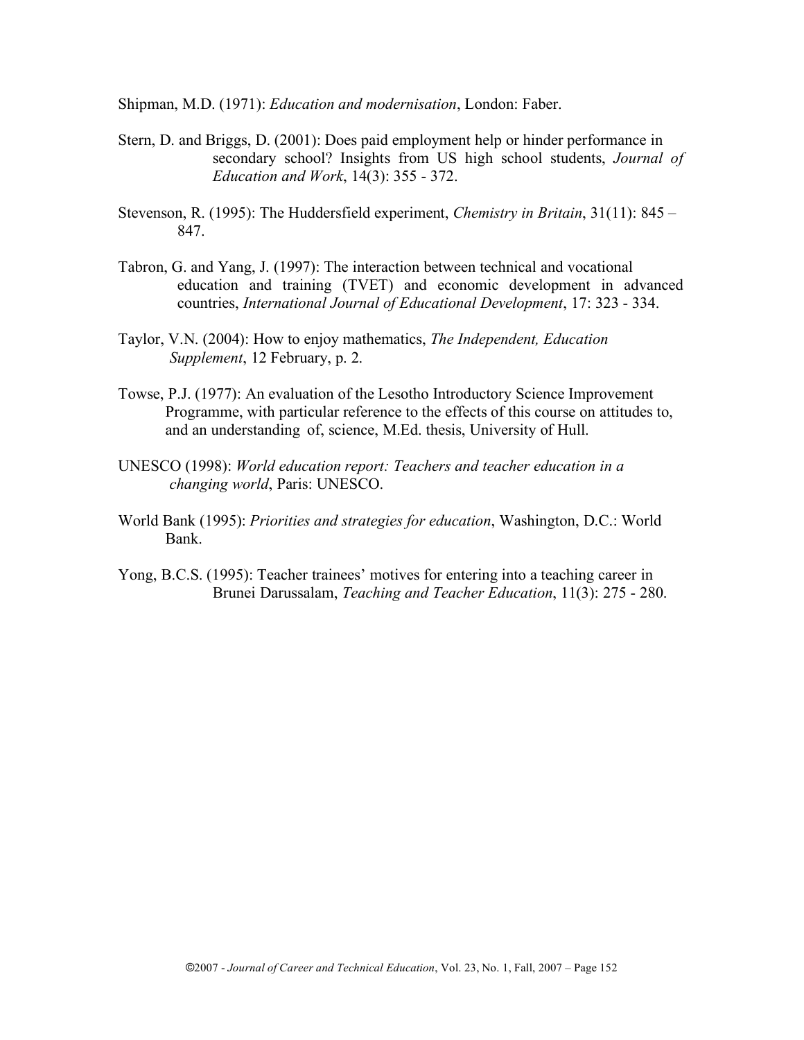Shipman, M.D. (1971): *Education and modernisation*, London: Faber.

Stern, D. and Briggs, D. (2001): Does paid employment help or hinder performance in secondary school? Insights from US high school students, *Journal of Education and Work*, 14(3): 355 - 372.

Stevenson, R. (1995): The Huddersfield experiment, *Chemistry in Britain*, 31(11): 845 – 847.

Tabron, G. and Yang, J. (1997): The interaction between technical and vocational education and training (TVET) and economic development in advanced countries, *International Journal of Educational Development*, 17: 323 - 334.

Taylor, V.N. (2004): How to enjoy mathematics, *The Independent, Education Supplement*, 12 February, p. 2.

Towse, P.J. (1977): An evaluation of the Lesotho Introductory Science Improvement Programme, with particular reference to the effects of this course on attitudes to, and an understanding of, science, M.Ed. thesis, University of Hull.

UNESCO (1998): *World education report: Teachers and teacher education in a changing world*, Paris: UNESCO.

World Bank (1995): *Priorities and strategies for education*, Washington, D.C.: World Bank.

Yong, B.C.S. (1995): Teacher trainees' motives for entering into a teaching career in Brunei Darussalam, *Teaching and Teacher Education*, 11(3): 275 - 280.